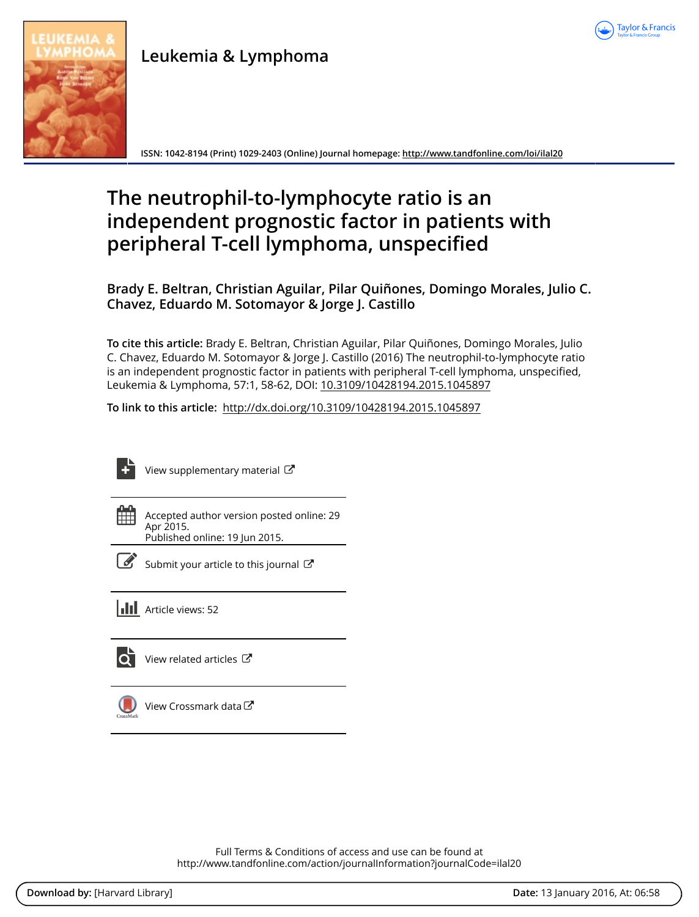Leukemia & Lymphoma

ISSN: 1042-8194 (Print) 1029-2403 (Online) Journal homepage: http://www.tandfonline.com/loi/ilal20

# The neutrophil-to-lymphocyte ratio is an independent prognostic factor in patients with peripheral T-cell lymphoma, unspecified

**Brady E. Beltran, Christian Aguilar, Pilar Quiñones, Domingo Morales, Julio C. Chavez, Eduardo M. Sotomayor & Jorge J. Castillo**

**To cite this article:** Brady E. Beltran, Christian Aguilar, Pilar Quiñones, Domingo Morales, Julio C. Chavez, Eduardo M. Sotomayor & Jorge J. Castillo (2016) The neutrophil-to-lymphocyte ratio is an independent prognostic factor in patients with peripheral T-cell lymphoma, unspecified, Leukemia & Lymphoma, 57:1, 58-62, DOI: 10.3109/10428194.2015.1045897

**To link to this article:** http://dx.doi.org/10.3109/10428194.2015.1045897

View supplementary material

Accepted author version posted online: 29 Apr 2015.
Published online: 19 Jun 2015.

Submit your article to this journal

Article views: 52

View related articles

View Crossmark data

Full Terms & Conditions of access and use can be found at
http://www.tandfonline.com/action/journalInformation?journalCode=ilal20

**Download by:** [Harvard Library] **Date:** 13 January 2016, At: 06:58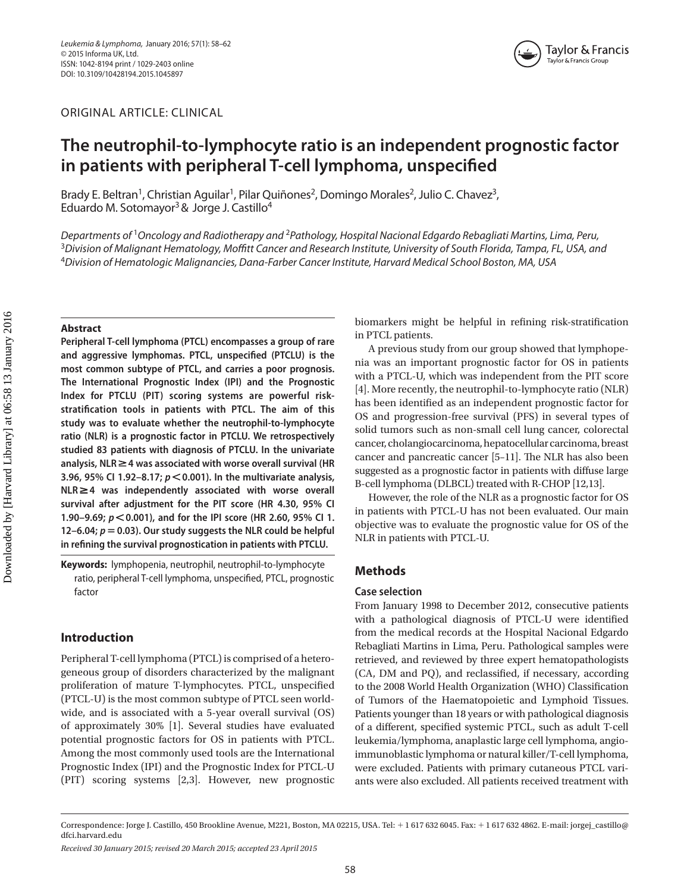ORIGINAL ARTICLE: CLINICAL

# The neutrophil-to-lymphocyte ratio is an independent prognostic factor in patients with peripheral T-cell lymphoma, unspecified

Brady E. Beltran[1], Christian Aguilar[1], Pilar Quiñones[2], Domingo Morales[2], Julio C. Chavez[3], Eduardo M. Sotomayor[3] & Jorge J. Castillo[4]

*Departments of [1]Oncology and Radiotherapy and [2]Pathology, Hospital Nacional Edgardo Rebagliati Martins, Lima, Peru, [3]Division of Malignant Hematology, Moffitt Cancer and Research Institute, University of South Florida, Tampa, FL, USA, and [4]Division of Hematologic Malignancies, Dana-Farber Cancer Institute, Harvard Medical School Boston, MA, USA*

### Abstract

**Peripheral T-cell lymphoma (PTCL) encompasses a group of rare and aggressive lymphomas. PTCL, unspecified (PTCLU) is the most common subtype of PTCL, and carries a poor prognosis. The International Prognostic Index (IPI) and the Prognostic Index for PTCLU (PIT) scoring systems are powerful risk-stratification tools in patients with PTCL. The aim of this study was to evaluate whether the neutrophil-to-lymphocyte ratio (NLR) is a prognostic factor in PTCLU. We retrospectively studied 83 patients with diagnosis of PTCLU. In the univariate analysis, NLR ≥ 4 was associated with worse overall survival (HR 3.96, 95% CI 1.92–8.17; $p < 0.001$). In the multivariate analysis, NLR ≥ 4 was independently associated with worse overall survival after adjustment for the PIT score (HR 4.30, 95% CI 1.90–9.69; $p < 0.001$), and for the IPI score (HR 2.60, 95% CI 1.12–6.04; $p = 0.03$). Our study suggests the NLR could be helpful in refining the survival prognostication in patients with PTCLU.**

**Keywords:** lymphopenia, neutrophil, neutrophil-to-lymphocyte ratio, peripheral T-cell lymphoma, unspecified, PTCL, prognostic factor

## Introduction

Peripheral T-cell lymphoma (PTCL) is comprised of a heterogeneous group of disorders characterized by the malignant proliferation of mature T-lymphocytes. PTCL, unspecified (PTCL-U) is the most common subtype of PTCL seen worldwide, and is associated with a 5-year overall survival (OS) of approximately 30% [1]. Several studies have evaluated potential prognostic factors for OS in patients with PTCL. Among the most commonly used tools are the International Prognostic Index (IPI) and the Prognostic Index for PTCL-U (PIT) scoring systems [2,3]. However, new prognostic biomarkers might be helpful in refining risk-stratification in PTCL patients.

A previous study from our group showed that lymphopenia was an important prognostic factor for OS in patients with a PTCL-U, which was independent from the PIT score [4]. More recently, the neutrophil-to-lymphocyte ratio (NLR) has been identified as an independent prognostic factor for OS and progression-free survival (PFS) in several types of solid tumors such as non-small cell lung cancer, colorectal cancer, cholangiocarcinoma, hepatocellular carcinoma, breast cancer and pancreatic cancer [5–11]. The NLR has also been suggested as a prognostic factor in patients with diffuse large B-cell lymphoma (DLBCL) treated with R-CHOP [12,13].

However, the role of the NLR as a prognostic factor for OS in patients with PTCL-U has not been evaluated. Our main objective was to evaluate the prognostic value for OS of the NLR in patients with PTCL-U.

## Methods

### Case selection

From January 1998 to December 2012, consecutive patients with a pathological diagnosis of PTCL-U were identified from the medical records at the Hospital Nacional Edgardo Rebagliati Martins in Lima, Peru. Pathological samples were retrieved, and reviewed by three expert hematopathologists (CA, DM and PQ), and reclassified, if necessary, according to the 2008 World Health Organization (WHO) Classification of Tumors of the Haematopoietic and Lymphoid Tissues. Patients younger than 18 years or with pathological diagnosis of a different, specified systemic PTCL, such as adult T-cell leukemia/lymphoma, anaplastic large cell lymphoma, angioimmunoblastic lymphoma or natural killer/T-cell lymphoma, were excluded. Patients with primary cutaneous PTCL variants were also excluded. All patients received treatment with

Correspondence: Jorge J. Castillo, 450 Brookline Avenue, M221, Boston, MA 02215, USA. Tel: + 1 617 632 6045. Fax: + 1 617 632 4862. E-mail: jorgej_castillo@dfci.harvard.edu

*Received 30 January 2015; revised 20 March 2015; accepted 23 April 2015*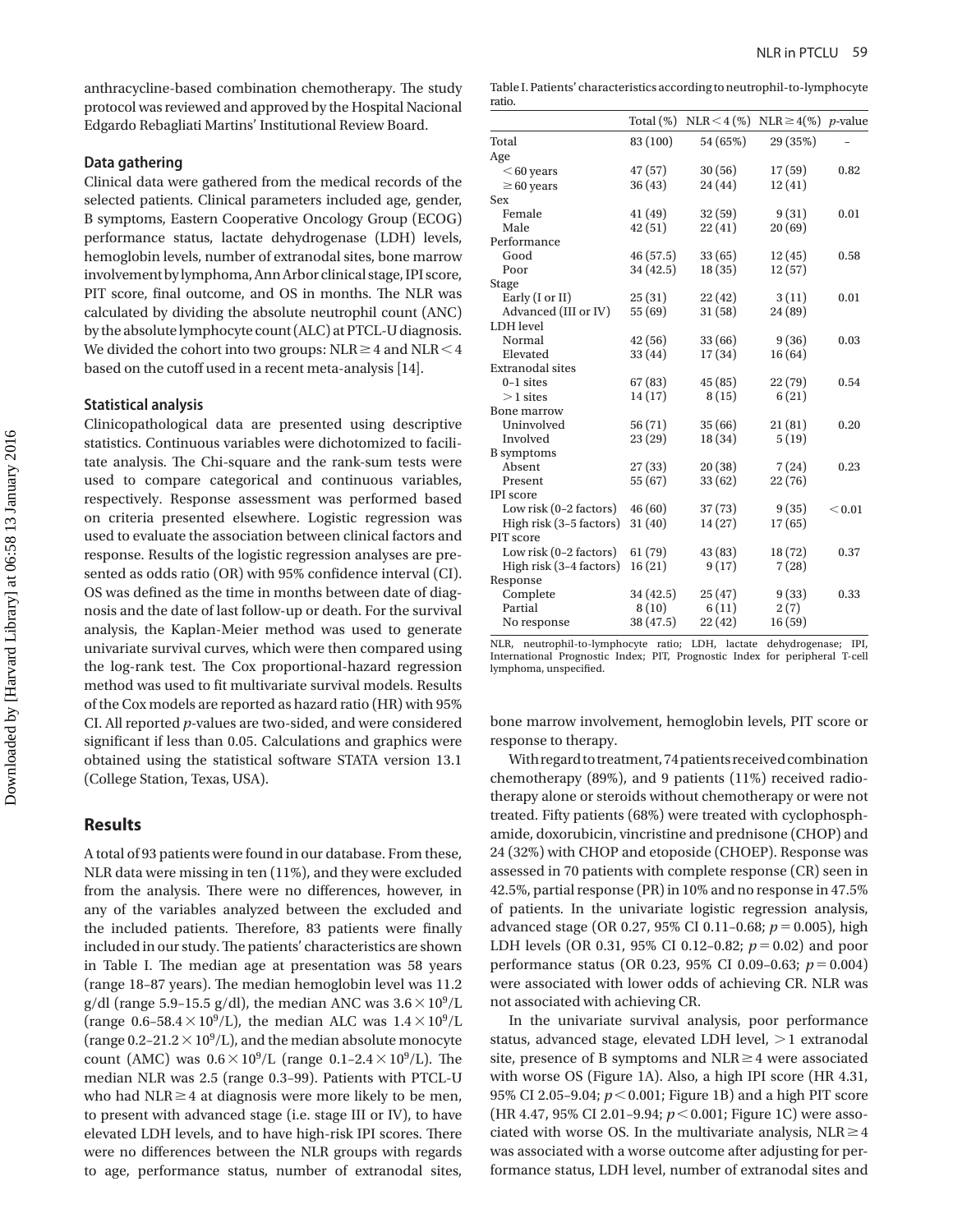anthracycline-based combination chemotherapy. The study protocol was reviewed and approved by the Hospital Nacional Edgardo Rebagliati Martins' Institutional Review Board.

### Data gathering

Clinical data were gathered from the medical records of the selected patients. Clinical parameters included age, gender, B symptoms, Eastern Cooperative Oncology Group (ECOG) performance status, lactate dehydrogenase (LDH) levels, hemoglobin levels, number of extranodal sites, bone marrow involvement by lymphoma, Ann Arbor clinical stage, IPI score, PIT score, final outcome, and OS in months. The NLR was calculated by dividing the absolute neutrophil count (ANC) by the absolute lymphocyte count (ALC) at PTCL-U diagnosis. We divided the cohort into two groups: NLR $\geq 4$ and NLR $< 4$ based on the cutoff used in a recent meta-analysis [14].

### Statistical analysis

Clinicopathological data are presented using descriptive statistics. Continuous variables were dichotomized to facilitate analysis. The Chi-square and the rank-sum tests were used to compare categorical and continuous variables, respectively. Response assessment was performed based on criteria presented elsewhere. Logistic regression was used to evaluate the association between clinical factors and response. Results of the logistic regression analyses are presented as odds ratio (OR) with 95% confidence interval (CI). OS was defined as the time in months between date of diagnosis and the date of last follow-up or death. For the survival analysis, the Kaplan-Meier method was used to generate univariate survival curves, which were then compared using the log-rank test. The Cox proportional-hazard regression method was used to fit multivariate survival models. Results of the Cox models are reported as hazard ratio (HR) with 95% CI. All reported *p*-values are two-sided, and were considered significant if less than 0.05. Calculations and graphics were obtained using the statistical software STATA version 13.1 (College Station, Texas, USA).

## Results

A total of 93 patients were found in our database. From these, NLR data were missing in ten (11%), and they were excluded from the analysis. There were no differences, however, in any of the variables analyzed between the excluded and the included patients. Therefore, 83 patients were finally included in our study. The patients' characteristics are shown in Table I. The median age at presentation was 58 years (range 18–87 years). The median hemoglobin level was 11.2 g/dl (range 5.9–15.5 g/dl), the median ANC was $3.6 \times 10^9$/L (range $0.6$–$58.4 \times 10^9$/L), the median ALC was $1.4 \times 10^9$/L (range $0.2$–$21.2 \times 10^9$/L), and the median absolute monocyte count (AMC) was $0.6 \times 10^9$/L (range $0.1$–$2.4 \times 10^9$/L). The median NLR was 2.5 (range 0.3–99). Patients with PTCL-U who had NLR $\geq 4$ at diagnosis were more likely to be men, to present with advanced stage (i.e. stage III or IV), to have elevated LDH levels, and to have high-risk IPI scores. There were no differences between the NLR groups with regards to age, performance status, number of extranodal sites, bone marrow involvement, hemoglobin levels, PIT score or response to therapy.

Table I. Patients' characteristics according to neutrophil-to-lymphocyte ratio.

| | Total (%) | NLR $< 4$ (%) | NLR $\geq 4$(%) | *p*-value |
|---|---|---|---|---|
| Total | 83 (100) | 54 (65%) | 29 (35%) | – |
| Age | | | | |
| $< 60$ years | 47 (57) | 30 (56) | 17 (59) | 0.82 |
| $\geq 60$ years | 36 (43) | 24 (44) | 12 (41) | |
| Sex | | | | |
| Female | 41 (49) | 32 (59) | 9 (31) | 0.01 |
| Male | 42 (51) | 22 (41) | 20 (69) | |
| Performance | | | | |
| Good | 46 (57.5) | 33 (65) | 12 (45) | 0.58 |
| Poor | 34 (42.5) | 18 (35) | 12 (57) | |
| Stage | | | | |
| Early (I or II) | 25 (31) | 22 (42) | 3 (11) | 0.01 |
| Advanced (III or IV) | 55 (69) | 31 (58) | 24 (89) | |
| LDH level | | | | |
| Normal | 42 (56) | 33 (66) | 9 (36) | 0.03 |
| Elevated | 33 (44) | 17 (34) | 16 (64) | |
| Extranodal sites | | | | |
| 0–1 sites | 67 (83) | 45 (85) | 22 (79) | 0.54 |
| $> 1$ sites | 14 (17) | 8 (15) | 6 (21) | |
| Bone marrow | | | | |
| Uninvolved | 56 (71) | 35 (66) | 21 (81) | 0.20 |
| Involved | 23 (29) | 18 (34) | 5 (19) | |
| B symptoms | | | | |
| Absent | 27 (33) | 20 (38) | 7 (24) | 0.23 |
| Present | 55 (67) | 33 (62) | 22 (76) | |
| IPI score | | | | |
| Low risk (0–2 factors) | 46 (60) | 37 (73) | 9 (35) | $< 0.01$ |
| High risk (3–5 factors) | 31 (40) | 14 (27) | 17 (65) | |
| PIT score | | | | |
| Low risk (0–2 factors) | 61 (79) | 43 (83) | 18 (72) | 0.37 |
| High risk (3–4 factors) | 16 (21) | 9 (17) | 7 (28) | |
| Response | | | | |
| Complete | 34 (42.5) | 25 (47) | 9 (33) | 0.33 |
| Partial | 8 (10) | 6 (11) | 2 (7) | |
| No response | 38 (47.5) | 22 (42) | 16 (59) | |

NLR, neutrophil-to-lymphocyte ratio; LDH, lactate dehydrogenase; IPI, International Prognostic Index; PIT, Prognostic Index for peripheral T-cell lymphoma, unspecified.

With regard to treatment, 74 patients received combination chemotherapy (89%), and 9 patients (11%) received radiotherapy alone or steroids without chemotherapy or were not treated. Fifty patients (68%) were treated with cyclophosphamide, doxorubicin, vincristine and prednisone (CHOP) and 24 (32%) with CHOP and etoposide (CHOEP). Response was assessed in 70 patients with complete response (CR) seen in 42.5%, partial response (PR) in 10% and no response in 47.5% of patients. In the univariate logistic regression analysis, advanced stage (OR 0.27, 95% CI 0.11–0.68; $p = 0.005$), high LDH levels (OR 0.31, 95% CI 0.12–0.82; $p = 0.02$) and poor performance status (OR 0.23, 95% CI 0.09–0.63; $p = 0.004$) were associated with lower odds of achieving CR. NLR was not associated with achieving CR.

In the univariate survival analysis, poor performance status, advanced stage, elevated LDH level, $> 1$ extranodal site, presence of B symptoms and NLR $\geq 4$ were associated with worse OS (Figure 1A). Also, a high IPI score (HR 4.31, 95% CI 2.05–9.04; $p < 0.001$; Figure 1B) and a high PIT score (HR 4.47, 95% CI 2.01–9.94; $p < 0.001$; Figure 1C) were associated with worse OS. In the multivariate analysis, NLR $\geq 4$ was associated with a worse outcome after adjusting for performance status, LDH level, number of extranodal sites and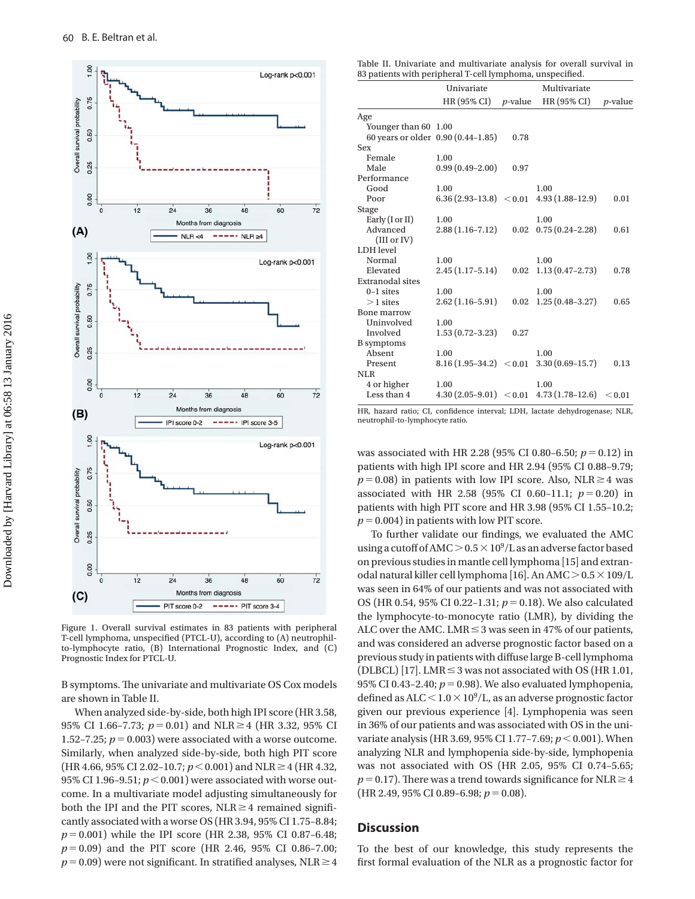Figure 1. Overall survival estimates in 83 patients with peripheral T-cell lymphoma, unspecified (PTCL-U), according to (A) neutrophil-to-lymphocyte ratio, (B) International Prognostic Index, and (C) Prognostic Index for PTCL-U.

B symptoms. The univariate and multivariate OS Cox models are shown in Table II.

When analyzed side-by-side, both high IPI score (HR 3.58, 95% CI 1.66–7.73; $p = 0.01$) and NLR $\geq 4$ (HR 3.32, 95% CI 1.52–7.25; $p = 0.003$) were associated with a worse outcome. Similarly, when analyzed side-by-side, both high PIT score (HR 4.66, 95% CI 2.02–10.7; $p < 0.001$) and NLR $\geq 4$ (HR 4.32, 95% CI 1.96–9.51; $p < 0.001$) were associated with worse outcome. In a multivariate model adjusting simultaneously for both the IPI and the PIT scores, NLR $\geq 4$ remained significantly associated with a worse OS (HR 3.94, 95% CI 1.75–8.84; $p = 0.001$) while the IPI score (HR 2.38, 95% CI 0.87–6.48; $p = 0.09$) and the PIT score (HR 2.46, 95% CI 0.86–7.00; $p = 0.09$) were not significant. In stratified analyses, NLR $\geq 4$ was associated with HR 2.28 (95% CI 0.80–6.50; $p = 0.12$) in patients with high IPI score and HR 2.94 (95% CI 0.88–9.79; $p = 0.08$) in patients with low IPI score. Also, NLR $\geq 4$ was associated with HR 2.58 (95% CI 0.60–11.1; $p = 0.20$) in patients with high PIT score and HR 3.98 (95% CI 1.55–10.2; $p = 0.004$) in patients with low PIT score.

Table II. Univariate and multivariate analysis for overall survival in 83 patients with peripheral T-cell lymphoma, unspecified.

| | Univariate | | Multivariate | |
|---|---|---|---|---|
| | HR (95% CI) | *p*-value | HR (95% CI) | *p*-value |
| **Age** | | | | |
| Younger than 60 | 1.00 | | | |
| 60 years or older | 0.90 (0.44–1.85) | 0.78 | | |
| **Sex** | | | | |
| Female | 1.00 | | | |
| Male | 0.99 (0.49–2.00) | 0.97 | | |
| **Performance** | | | | |
| Good | 1.00 | | 1.00 | |
| Poor | 6.36 (2.93–13.8) | $<0.01$ | 4.93 (1.88–12.9) | 0.01 |
| **Stage** | | | | |
| Early (I or II) | 1.00 | | 1.00 | |
| Advanced (III or IV) | 2.88 (1.16–7.12) | 0.02 | 0.75 (0.24–2.28) | 0.61 |
| **LDH level** | | | | |
| Normal | 1.00 | | 1.00 | |
| Elevated | 2.45 (1.17–5.14) | 0.02 | 1.13 (0.47–2.73) | 0.78 |
| **Extranodal sites** | | | | |
| 0–1 sites | 1.00 | | 1.00 | |
| $>1$ sites | 2.62 (1.16–5.91) | 0.02 | 1.25 (0.48–3.27) | 0.65 |
| **Bone marrow** | | | | |
| Uninvolved | 1.00 | | | |
| Involved | 1.53 (0.72–3.23) | 0.27 | | |
| **B symptoms** | | | | |
| Absent | 1.00 | | 1.00 | |
| Present | 8.16 (1.95–34.2) | $<0.01$ | 3.30 (0.69–15.7) | 0.13 |
| **NLR** | | | | |
| 4 or higher | 1.00 | | 1.00 | |
| Less than 4 | 4.30 (2.05–9.01) | $<0.01$ | 4.73 (1.78–12.6) | $<0.01$ |

HR, hazard ratio; CI, confidence interval; LDH, lactate dehydrogenase; NLR, neutrophil-to-lymphocyte ratio.

To further validate our findings, we evaluated the AMC using a cutoff of AMC $> 0.5 \times 10^9$/L as an adverse factor based on previous studies in mantle cell lymphoma [15] and extranodal natural killer cell lymphoma [16]. An AMC $> 0.5 \times 109$/L was seen in 64% of our patients and was not associated with OS (HR 0.54, 95% CI 0.22–1.31; $p = 0.18$). We also calculated the lymphocyte-to-monocyte ratio (LMR), by dividing the ALC over the AMC. LMR $\leq 3$ was seen in 47% of our patients, and was considered an adverse prognostic factor based on a previous study in patients with diffuse large B-cell lymphoma (DLBCL) [17]. LMR $\leq 3$ was not associated with OS (HR 1.01, 95% CI 0.43–2.40; $p = 0.98$). We also evaluated lymphopenia, defined as ALC $< 1.0 \times 10^9$/L, as an adverse prognostic factor given our previous experience [4]. Lymphopenia was seen in 36% of our patients and was associated with OS in the univariate analysis (HR 3.69, 95% CI 1.77–7.69; $p < 0.001$). When analyzing NLR and lymphopenia side-by-side, lymphopenia was not associated with OS (HR 2.05, 95% CI 0.74–5.65; $p = 0.17$). There was a trend towards significance for NLR $\geq 4$ (HR 2.49, 95% CI 0.89–6.98; $p = 0.08$).

## Discussion

To the best of our knowledge, this study represents the first formal evaluation of the NLR as a prognostic factor for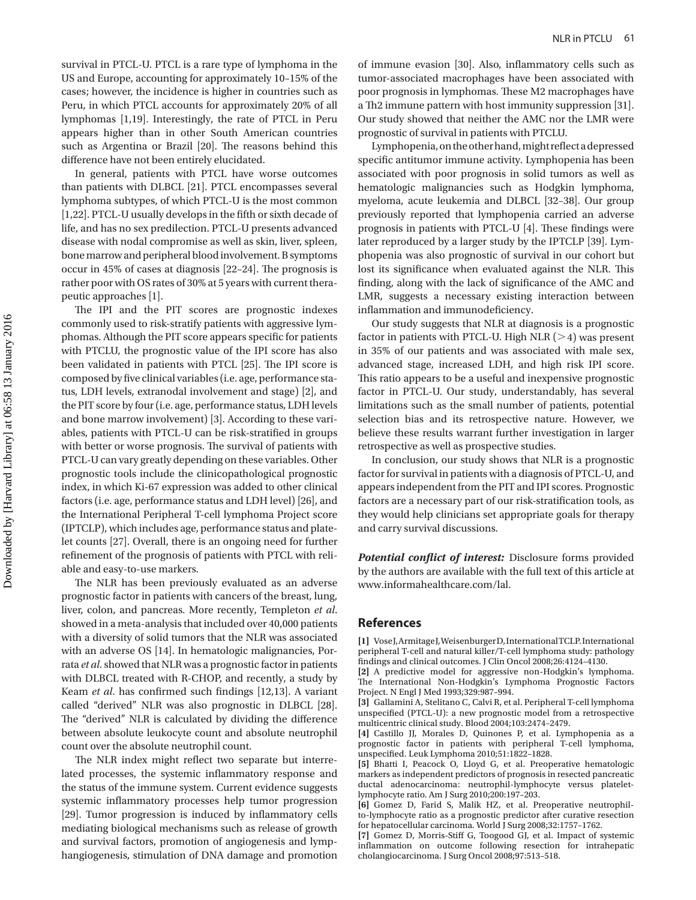survival in PTCL-U. PTCL is a rare type of lymphoma in the US and Europe, accounting for approximately 10–15% of the cases; however, the incidence is higher in countries such as Peru, in which PTCL accounts for approximately 20% of all lymphomas [1,19]. Interestingly, the rate of PTCL in Peru appears higher than in other South American countries such as Argentina or Brazil [20]. The reasons behind this difference have not been entirely elucidated.

In general, patients with PTCL have worse outcomes than patients with DLBCL [21]. PTCL encompasses several lymphoma subtypes, of which PTCL-U is the most common [1,22]. PTCL-U usually develops in the fifth or sixth decade of life, and has no sex predilection. PTCL-U presents advanced disease with nodal compromise as well as skin, liver, spleen, bone marrow and peripheral blood involvement. B symptoms occur in 45% of cases at diagnosis [22–24]. The prognosis is rather poor with OS rates of 30% at 5 years with current therapeutic approaches [1].

The IPI and the PIT scores are prognostic indexes commonly used to risk-stratify patients with aggressive lymphomas. Although the PIT score appears specific for patients with PTCLU, the prognostic value of the IPI score has also been validated in patients with PTCL [25]. The IPI score is composed by five clinical variables (i.e. age, performance status, LDH levels, extranodal involvement and stage) [2], and the PIT score by four (i.e. age, performance status, LDH levels and bone marrow involvement) [3]. According to these variables, patients with PTCL-U can be risk-stratified in groups with better or worse prognosis. The survival of patients with PTCL-U can vary greatly depending on these variables. Other prognostic tools include the clinicopathological prognostic index, in which Ki-67 expression was added to other clinical factors (i.e. age, performance status and LDH level) [26], and the International Peripheral T-cell lymphoma Project score (IPTCLP), which includes age, performance status and platelet counts [27]. Overall, there is an ongoing need for further refinement of the prognosis of patients with PTCL with reliable and easy-to-use markers.

The NLR has been previously evaluated as an adverse prognostic factor in patients with cancers of the breast, lung, liver, colon, and pancreas. More recently, Templeton *et al*. showed in a meta-analysis that included over 40,000 patients with a diversity of solid tumors that the NLR was associated with an adverse OS [14]. In hematologic malignancies, Porrata *et al*. showed that NLR was a prognostic factor in patients with DLBCL treated with R-CHOP, and recently, a study by Keam *et al*. has confirmed such findings [12,13]. A variant called "derived" NLR was also prognostic in DLBCL [28]. The "derived" NLR is calculated by dividing the difference between absolute leukocyte count and absolute neutrophil count over the absolute neutrophil count.

The NLR index might reflect two separate but interrelated processes, the systemic inflammatory response and the status of the immune system. Current evidence suggests systemic inflammatory processes help tumor progression [29]. Tumor progression is induced by inflammatory cells mediating biological mechanisms such as release of growth and survival factors, promotion of angiogenesis and lymphangiogenesis, stimulation of DNA damage and promotion of immune evasion [30]. Also, inflammatory cells such as tumor-associated macrophages have been associated with poor prognosis in lymphomas. These M2 macrophages have a Th2 immune pattern with host immunity suppression [31]. Our study showed that neither the AMC nor the LMR were prognostic of survival in patients with PTCLU.

Lymphopenia, on the other hand, might reflect a depressed specific antitumor immune activity. Lymphopenia has been associated with poor prognosis in solid tumors as well as hematologic malignancies such as Hodgkin lymphoma, myeloma, acute leukemia and DLBCL [32–38]. Our group previously reported that lymphopenia carried an adverse prognosis in patients with PTCL-U [4]. These findings were later reproduced by a larger study by the IPTCLP [39]. Lymphopenia was also prognostic of survival in our cohort but lost its significance when evaluated against the NLR. This finding, along with the lack of significance of the AMC and LMR, suggests a necessary existing interaction between inflammation and immunodeficiency.

Our study suggests that NLR at diagnosis is a prognostic factor in patients with PTCL-U. High NLR ($>4$) was present in 35% of our patients and was associated with male sex, advanced stage, increased LDH, and high risk IPI score. This ratio appears to be a useful and inexpensive prognostic factor in PTCL-U. Our study, understandably, has several limitations such as the small number of patients, potential selection bias and its retrospective nature. However, we believe these results warrant further investigation in larger retrospective as well as prospective studies.

In conclusion, our study shows that NLR is a prognostic factor for survival in patients with a diagnosis of PTCL-U, and appears independent from the PIT and IPI scores. Prognostic factors are a necessary part of our risk-stratification tools, as they would help clinicians set appropriate goals for therapy and carry survival discussions.

***Potential conflict of interest:*** Disclosure forms provided by the authors are available with the full text of this article at www.informahealthcare.com/lal.

## References

**[1]** Vose J, Armitage J, Weisenburger D, International TCLP. International peripheral T-cell and natural killer/T-cell lymphoma study: pathology findings and clinical outcomes. J Clin Oncol 2008;26:4124–4130.

**[2]** A predictive model for aggressive non-Hodgkin's lymphoma. The International Non-Hodgkin's Lymphoma Prognostic Factors Project. N Engl J Med 1993;329:987–994.

**[3]** Gallamini A, Stelitano C, Calvi R, et al. Peripheral T-cell lymphoma unspecified (PTCL-U): a new prognostic model from a retrospective multicentric clinical study. Blood 2004;103:2474–2479.

**[4]** Castillo JJ, Morales D, Quinones P, et al. Lymphopenia as a prognostic factor in patients with peripheral T-cell lymphoma, unspecified. Leuk Lymphoma 2010;51:1822–1828.

**[5]** Bhatti I, Peacock O, Lloyd G, et al. Preoperative hematologic markers as independent predictors of prognosis in resected pancreatic ductal adenocarcinoma: neutrophil-lymphocyte versus platelet-lymphocyte ratio. Am J Surg 2010;200:197–203.

**[6]** Gomez D, Farid S, Malik HZ, et al. Preoperative neutrophil-to-lymphocyte ratio as a prognostic predictor after curative resection for hepatocellular carcinoma. World J Surg 2008;32:1757–1762.

**[7]** Gomez D, Morris-Stiff G, Toogood GJ, et al. Impact of systemic inflammation on outcome following resection for intrahepatic cholangiocarcinoma. J Surg Oncol 2008;97:513–518.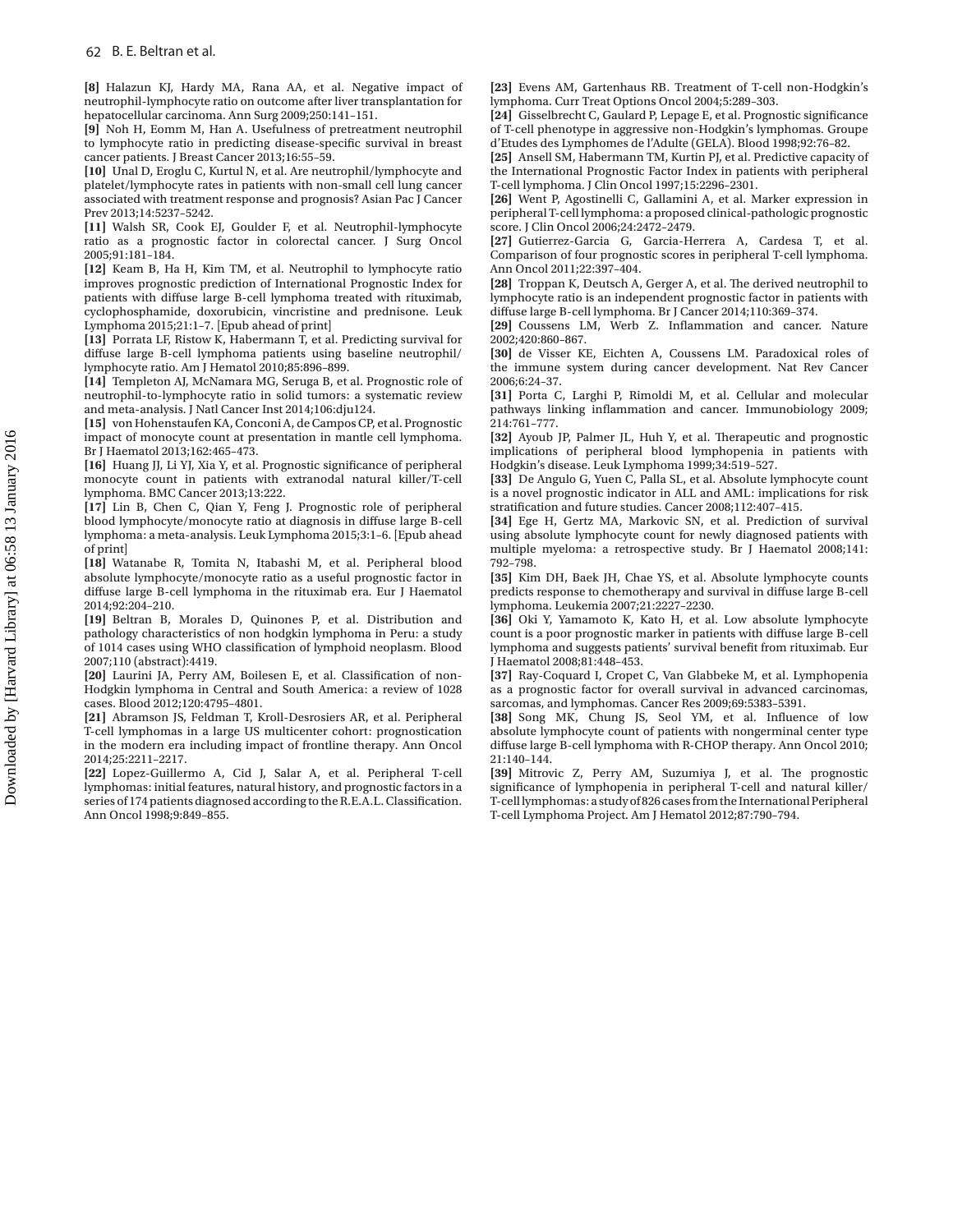**[8]** Halazun KJ, Hardy MA, Rana AA, et al. Negative impact of neutrophil-lymphocyte ratio on outcome after liver transplantation for hepatocellular carcinoma. Ann Surg 2009;250:141–151.

**[9]** Noh H, Eomm M, Han A. Usefulness of pretreatment neutrophil to lymphocyte ratio in predicting disease-specific survival in breast cancer patients. J Breast Cancer 2013;16:55–59.

**[10]** Unal D, Eroglu C, Kurtul N, et al. Are neutrophil/lymphocyte and platelet/lymphocyte rates in patients with non-small cell lung cancer associated with treatment response and prognosis? Asian Pac J Cancer Prev 2013;14:5237–5242.

**[11]** Walsh SR, Cook EJ, Goulder F, et al. Neutrophil-lymphocyte ratio as a prognostic factor in colorectal cancer. J Surg Oncol 2005;91:181–184.

**[12]** Keam B, Ha H, Kim TM, et al. Neutrophil to lymphocyte ratio improves prognostic prediction of International Prognostic Index for patients with diffuse large B-cell lymphoma treated with rituximab, cyclophosphamide, doxorubicin, vincristine and prednisone. Leuk Lymphoma 2015;21:1–7. [Epub ahead of print]

**[13]** Porrata LF, Ristow K, Habermann T, et al. Predicting survival for diffuse large B-cell lymphoma patients using baseline neutrophil/lymphocyte ratio. Am J Hematol 2010;85:896–899.

**[14]** Templeton AJ, McNamara MG, Seruga B, et al. Prognostic role of neutrophil-to-lymphocyte ratio in solid tumors: a systematic review and meta-analysis. J Natl Cancer Inst 2014;106:dju124.

**[15]** von Hohenstaufen KA, Conconi A, de Campos CP, et al. Prognostic impact of monocyte count at presentation in mantle cell lymphoma. Br J Haematol 2013;162:465–473.

**[16]** Huang JJ, Li YJ, Xia Y, et al. Prognostic significance of peripheral monocyte count in patients with extranodal natural killer/T-cell lymphoma. BMC Cancer 2013;13:222.

**[17]** Lin B, Chen C, Qian Y, Feng J. Prognostic role of peripheral blood lymphocyte/monocyte ratio at diagnosis in diffuse large B-cell lymphoma: a meta-analysis. Leuk Lymphoma 2015;3:1–6. [Epub ahead of print]

**[18]** Watanabe R, Tomita N, Itabashi M, et al. Peripheral blood absolute lymphocyte/monocyte ratio as a useful prognostic factor in diffuse large B-cell lymphoma in the rituximab era. Eur J Haematol 2014;92:204–210.

**[19]** Beltran B, Morales D, Quinones P, et al. Distribution and pathology characteristics of non hodgkin lymphoma in Peru: a study of 1014 cases using WHO classification of lymphoid neoplasm. Blood 2007;110 (abstract):4419.

**[20]** Laurini JA, Perry AM, Boilesen E, et al. Classification of non-Hodgkin lymphoma in Central and South America: a review of 1028 cases. Blood 2012;120:4795–4801.

**[21]** Abramson JS, Feldman T, Kroll-Desrosiers AR, et al. Peripheral T-cell lymphomas in a large US multicenter cohort: prognostication in the modern era including impact of frontline therapy. Ann Oncol 2014;25:2211–2217.

**[22]** Lopez-Guillermo A, Cid J, Salar A, et al. Peripheral T-cell lymphomas: initial features, natural history, and prognostic factors in a series of 174 patients diagnosed according to the R.E.A.L. Classification. Ann Oncol 1998;9:849–855.

**[23]** Evens AM, Gartenhaus RB. Treatment of T-cell non-Hodgkin's lymphoma. Curr Treat Options Oncol 2004;5:289–303.

**[24]** Gisselbrecht C, Gaulard P, Lepage E, et al. Prognostic significance of T-cell phenotype in aggressive non-Hodgkin's lymphomas. Groupe d'Etudes des Lymphomes de l'Adulte (GELA). Blood 1998;92:76–82.

**[25]** Ansell SM, Habermann TM, Kurtin PJ, et al. Predictive capacity of the International Prognostic Factor Index in patients with peripheral T-cell lymphoma. J Clin Oncol 1997;15:2296–2301.

**[26]** Went P, Agostinelli C, Gallamini A, et al. Marker expression in peripheral T-cell lymphoma: a proposed clinical-pathologic prognostic score. J Clin Oncol 2006;24:2472–2479.

**[27]** Gutierrez-Garcia G, Garcia-Herrera A, Cardesa T, et al. Comparison of four prognostic scores in peripheral T-cell lymphoma. Ann Oncol 2011;22:397–404.

**[28]** Troppan K, Deutsch A, Gerger A, et al. The derived neutrophil to lymphocyte ratio is an independent prognostic factor in patients with diffuse large B-cell lymphoma. Br J Cancer 2014;110:369–374.

**[29]** Coussens LM, Werb Z. Inflammation and cancer. Nature 2002;420:860–867.

**[30]** de Visser KE, Eichten A, Coussens LM. Paradoxical roles of the immune system during cancer development. Nat Rev Cancer 2006;6:24–37.

**[31]** Porta C, Larghi P, Rimoldi M, et al. Cellular and molecular pathways linking inflammation and cancer. Immunobiology 2009; 214:761–777.

**[32]** Ayoub JP, Palmer JL, Huh Y, et al. Therapeutic and prognostic implications of peripheral blood lymphopenia in patients with Hodgkin's disease. Leuk Lymphoma 1999;34:519–527.

**[33]** De Angulo G, Yuen C, Palla SL, et al. Absolute lymphocyte count is a novel prognostic indicator in ALL and AML: implications for risk stratification and future studies. Cancer 2008;112:407–415.

**[34]** Ege H, Gertz MA, Markovic SN, et al. Prediction of survival using absolute lymphocyte count for newly diagnosed patients with multiple myeloma: a retrospective study. Br J Haematol 2008;141: 792–798.

**[35]** Kim DH, Baek JH, Chae YS, et al. Absolute lymphocyte counts predicts response to chemotherapy and survival in diffuse large B-cell lymphoma. Leukemia 2007;21:2227–2230.

**[36]** Oki Y, Yamamoto K, Kato H, et al. Low absolute lymphocyte count is a poor prognostic marker in patients with diffuse large B-cell lymphoma and suggests patients' survival benefit from rituximab. Eur J Haematol 2008;81:448–453.

**[37]** Ray-Coquard I, Cropet C, Van Glabbeke M, et al. Lymphopenia as a prognostic factor for overall survival in advanced carcinomas, sarcomas, and lymphomas. Cancer Res 2009;69:5383–5391.

**[38]** Song MK, Chung JS, Seol YM, et al. Influence of low absolute lymphocyte count of patients with nongerminal center type diffuse large B-cell lymphoma with R-CHOP therapy. Ann Oncol 2010; 21:140–144.

**[39]** Mitrovic Z, Perry AM, Suzumiya J, et al. The prognostic significance of lymphopenia in peripheral T-cell and natural killer/T-cell lymphomas: a study of 826 cases from the International Peripheral T-cell Lymphoma Project. Am J Hematol 2012;87:790–794.